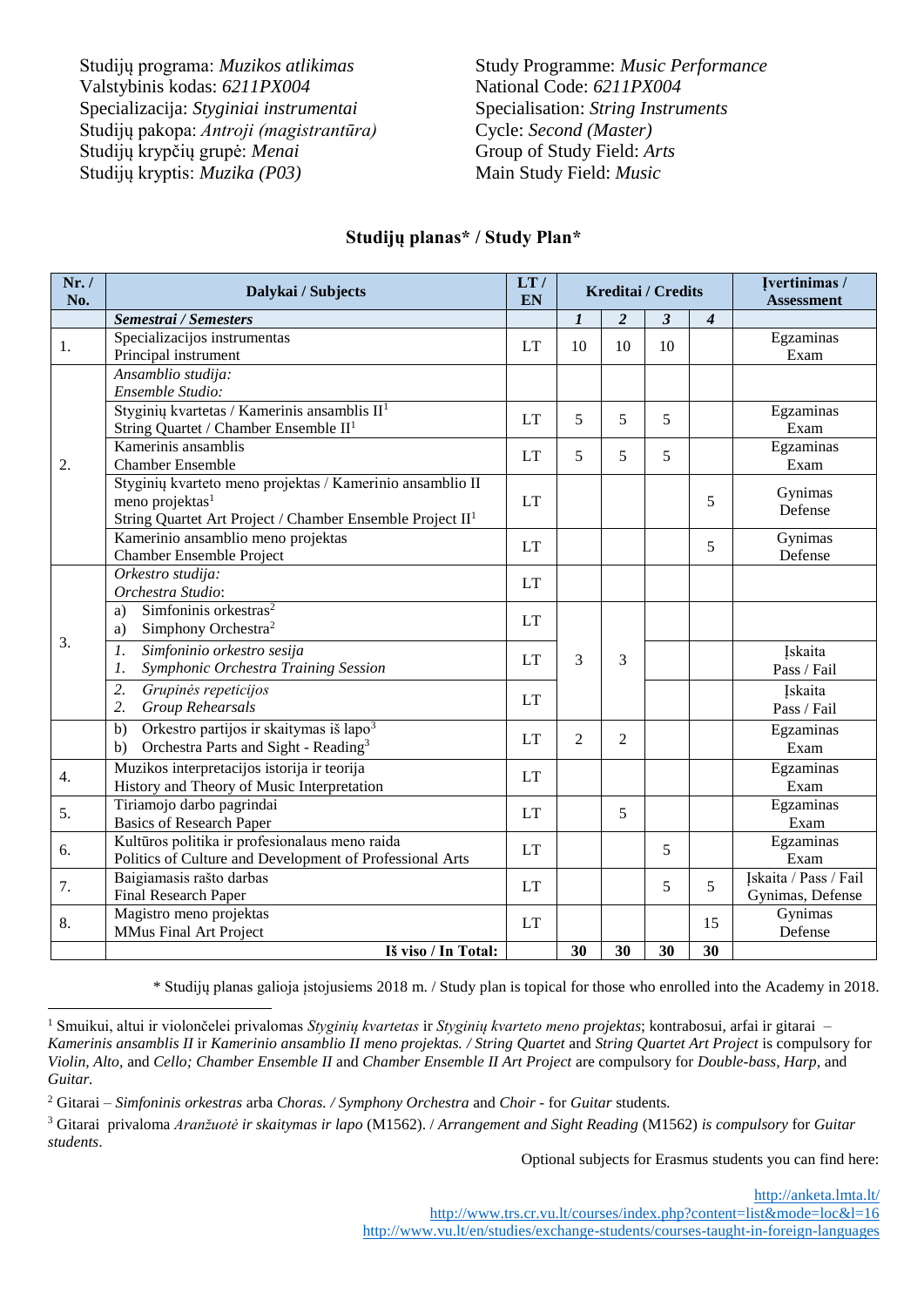Studijų programa: *Muzikos atlikimas*
Valstybinis kodas: *6211PX004*
Specializacija: *Styginiai instrumentai*
Studijų pakopa: *Antroji (magistrantūra)*
Studijų krypčių grupė: *Menai*
Studijų kryptis: *Muzika (P03)*

Study Programme: *Music Performance*
National Code: *6211PX004*
Specialisation: *String Instruments*
Cycle: *Second (Master)*
Group of Study Field: *Arts*
Main Study Field: *Music*

## Studijų planas* / Study Plan*

| Nr. / No. | Dalykai / Subjects | LT / EN | Kreditai / Credits | | | | Įvertinimas / Assessment |
|---|---|---|---|---|---|---|---|
| | ***Semestrai / Semesters*** | | ***1*** | ***2*** | ***3*** | ***4*** | |
| 1. | Specializacijos instrumentas<br>Principal instrument | LT | 10 | 10 | 10 | | Egzaminas<br>Exam |
| 2. | *Ansamblio studija:*<br>*Ensemble Studio:* | | | | | | |
| | Styginių kvartetas / Kamerinis ansamblis II[1]<br>String Quartet / Chamber Ensemble II[1] | LT | 5 | 5 | 5 | | Egzaminas<br>Exam |
| | Kamerinis ansamblis<br>Chamber Ensemble | LT | 5 | 5 | 5 | | Egzaminas<br>Exam |
| | Styginių kvarteto meno projektas / Kamerinio ansamblio II meno projektas[1]<br>String Quartet Art Project / Chamber Ensemble Project II[1] | LT | | | | 5 | Gynimas<br>Defense |
| | Kamerinio ansamblio meno projektas<br>Chamber Ensemble Project | LT | | | | 5 | Gynimas<br>Defense |
| 3. | *Orkestro studija:*<br>*Orchestra Studio*: | LT | | | | | |
| | a) Simfoninis orkestras[2]<br>a) Simphony Orchestra[2] | LT | 3 | 3 | | | |
| | *1. Simfoninio orkestro sesija*<br>*1. Symphonic Orchestra Training Session* | LT | | | | | Įskaita<br>Pass / Fail |
| | *2. Grupinės repeticijos*<br>*2. Group Rehearsals* | LT | | | | | Įskaita<br>Pass / Fail |
| | b) Orkestro partijos ir skaitymas iš lapo[3]<br>b) Orchestra Parts and Sight - Reading[3] | LT | 2 | 2 | | | Egzaminas<br>Exam |
| 4. | Muzikos interpretacijos istorija ir teorija<br>History and Theory of Music Interpretation | LT | | | | | Egzaminas<br>Exam |
| 5. | Tiriamojo darbo pagrindai<br>Basics of Research Paper | LT | | 5 | | | Egzaminas<br>Exam |
| 6. | Kultūros politika ir profesionalaus meno raida<br>Politics of Culture and Development of Professional Arts | LT | | | 5 | | Egzaminas<br>Exam |
| 7. | Baigiamasis rašto darbas<br>Final Research Paper | LT | | | 5 | 5 | Įskaita / Pass / Fail<br>Gynimas, Defense |
| 8. | Magistro meno projektas<br>MMus Final Art Project | LT | | | | 15 | Gynimas<br>Defense |
| | **Iš viso / In Total:** | | **30** | **30** | **30** | **30** | |

\* Studijų planas galioja įstojusiems 2018 m. / Study plan is topical for those who enrolled into the Academy in 2018.

[1] Smuikui, altui ir violončelei privalomas *Styginių kvartetas* ir *Styginių kvarteto meno projektas*; kontrabosui, arfai ir gitarai – *Kamerinis ansamblis II* ir *Kamerinio ansamblio II meno projektas. / String Quartet* and *String Quartet Art Project* is compulsory for *Violin, Alto,* and *Cello; Chamber Ensemble II* and *Chamber Ensemble II Art Project* are compulsory for *Double-bass, Harp,* and *Guitar.*

[2] Gitarai – *Simfoninis orkestras* arba *Choras. / Symphony Orchestra* and *Choir* - for *Guitar* students.

[3] Gitarai privaloma *Aranžuotė ir skaitymas ir lapo* (M1562). / *Arrangement and Sight Reading* (M1562) *is compulsory* for *Guitar students*.

Optional subjects for Erasmus students you can find here:

http://anketa.lmta.lt/
http://www.trs.cr.vu.lt/courses/index.php?content=list&mode=loc&l=16
http://www.vu.lt/en/studies/exchange-students/courses-taught-in-foreign-languages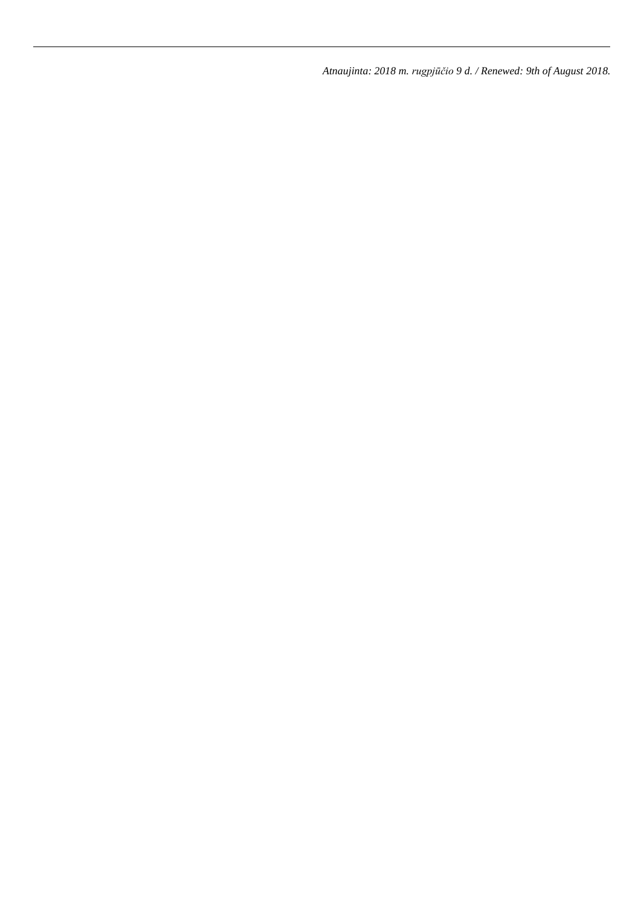*Atnaujinta: 2018 m. rugpjūčio 9 d. / Renewed: 9th of August 2018.*